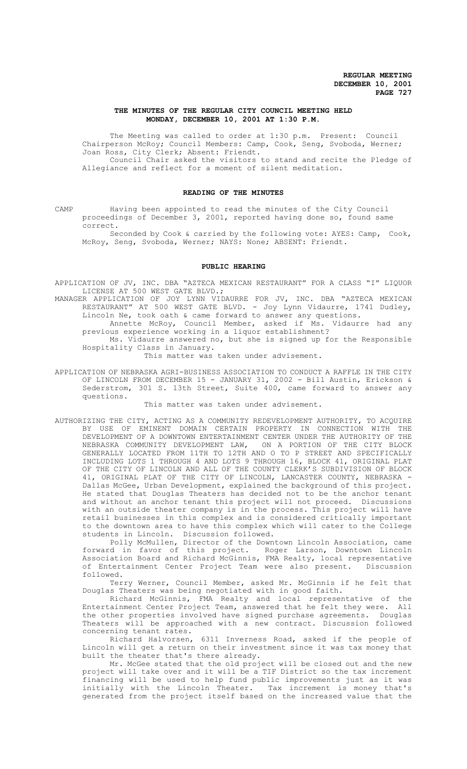# THE MINUTES OF THE REGULAR CITY COUNCIL MEETING HELD MONDAY, DECEMBER 10, 2001 AT 1:30 P.M.

The Meeting was called to order at 1:30 p.m. Present: Council Chairperson McRoy; Council Members: Camp, Cook, Seng, Svoboda, Werner; Joan Ross, City Clerk; Absent: Friendt.

Council Chair asked the visitors to stand and recite the Pledge of Allegiance and reflect for a moment of silent meditation.

## READING OF THE MINUTES

CAMP Having been appointed to read the minutes of the City Council proceedings of December 3, 2001, reported having done so, found same correct.

Seconded by Cook & carried by the following vote: AYES: Camp, Cook, McRoy, Seng, Svoboda, Werner; NAYS: None; ABSENT: Friendt.

## PUBLIC HEARING

APPLICATION OF JV, INC. DBA "AZTECA MEXICAN RESTAURANT" FOR A CLASS "I" LIQUOR LICENSE AT 500 WEST GATE BLVD.;

MANAGER APPLICATION OF JOY LYNN VIDAURRE FOR JV, INC. DBA "AZTECA MEXICAN RESTAURANT" AT 500 WEST GATE BLVD. - Joy Lynn Vidaurre, 1741 Dudley, Lincoln Ne, took oath & came forward to answer any questions.

Annette McRoy, Council Member, asked if Ms. Vidaurre had any previous experience working in a liquor establishment?

Ms. Vidaurre answered no, but she is signed up for the Responsible Hospitality Class in January.

This matter was taken under advisement.

APPLICATION OF NEBRASKA AGRI-BUSINESS ASSOCIATION TO CONDUCT A RAFFLE IN THE CITY OF LINCOLN FROM DECEMBER 15 - JANUARY 31, 2002 - Bill Austin, Erickson & Sederstrom, 301 S. 13th Street, Suite 400, came forward to answer any questions.

This matter was taken under advisement.

AUTHORIZING THE CITY, ACTING AS A COMMUNITY REDEVELOPMENT AUTHORITY, TO ACQUIRE BY USE OF EMINENT DOMAIN CERTAIN PROPERTY IN CONNECTION WITH THE DEVELOPMENT OF A DOWNTOWN ENTERTAINMENT CENTER UNDER THE AUTHORITY OF THE NEBRASKA COMMUNITY DEVELOPMENT LAW, ON A PORTION OF THE CITY BLOCK GENERALLY LOCATED FROM 11TH TO 12TH AND O TO P STREET AND SPECIFICALLY INCLUDING LOTS 1 THROUGH 4 AND LOTS 9 THROUGH 16, BLOCK 41, ORIGINAL PLAT OF THE CITY OF LINCOLN AND ALL OF THE COUNTY CLERK'S SUBDIVISION OF BLOCK 41, ORIGINAL PLAT OF THE CITY OF LINCOLN, LANCASTER COUNTY, NEBRASKA - Dallas McGee, Urban Development, explained the background of this project. He stated that Douglas Theaters has decided not to be the anchor tenant and without an anchor tenant this project will not proceed. Discussions with an outside theater company is in the process. This project will have retail businesses in this complex and is considered critically important to the downtown area to have this complex which will cater to the College students in Lincoln. Discussion followed.

Polly McMullen, Director of the Downtown Lincoln Association, came forward in favor of this project. Roger Larson, Downtown Lincoln Association Board and Richard McGinnis, FMA Realty, local representative of Entertainment Center Project Team were also present. Discussion followed.

Terry Werner, Council Member, asked Mr. McGinnis if he felt that Douglas Theaters was being negotiated with in good faith.

Richard McGinnis, FMA Realty and local representative of the Entertainment Center Project Team, answered that he felt they were. All the other properties involved have signed purchase agreements. Douglas Theaters will be approached with a new contract. Discussion followed concerning tenant rates.

Richard Halvorsen, 6311 Inverness Road, asked if the people of Lincoln will get a return on their investment since it was tax money that built the theater that's there already.

Mr. McGee stated that the old project will be closed out and the new project will take over and it will be a TIF District so the tax increment financing will be used to help fund public improvements just as it was initially with the Lincoln Theater. Tax increment is money that's generated from the project itself based on the increased value that the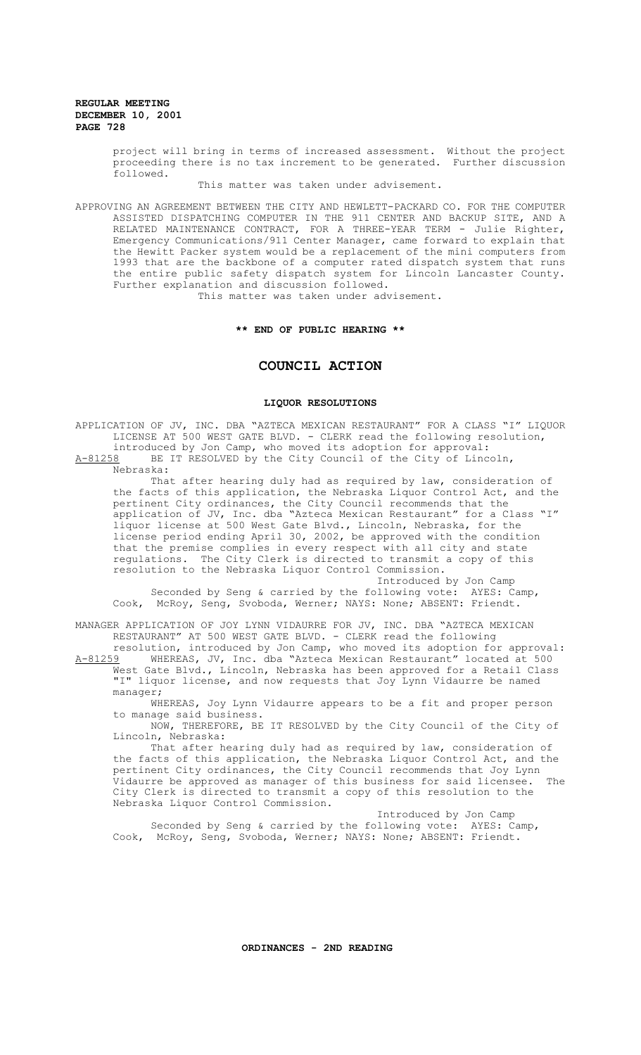project will bring in terms of increased assessment. Without the project proceeding there is no tax increment to be generated. Further discussion followed.

This matter was taken under advisement.

APPROVING AN AGREEMENT BETWEEN THE CITY AND HEWLETT-PACKARD CO. FOR THE COMPUTER ASSISTED DISPATCHING COMPUTER IN THE 911 CENTER AND BACKUP SITE, AND A RELATED MAINTENANCE CONTRACT, FOR A THREE-YEAR TERM - Julie Righter, Emergency Communications/911 Center Manager, came forward to explain that the Hewitt Packer system would be a replacement of the mini computers from 1993 that are the backbone of a computer rated dispatch system that runs the entire public safety dispatch system for Lincoln Lancaster County. Further explanation and discussion followed.

This matter was taken under advisement.

**\*\* END OF PUBLIC HEARING \*\***

## COUNCIL ACTION

### LIQUOR RESOLUTIONS

APPLICATION OF JV, INC. DBA "AZTECA MEXICAN RESTAURANT" FOR A CLASS "I" LIQUOR LICENSE AT 500 WEST GATE BLVD. - CLERK read the following resolution, introduced by Jon Camp, who moved its adoption for approval:

A-81258 BE IT RESOLVED by the City Council of the City of Lincoln, Nebraska:

That after hearing duly had as required by law, consideration of the facts of this application, the Nebraska Liquor Control Act, and the pertinent City ordinances, the City Council recommends that the application of JV, Inc. dba "Azteca Mexican Restaurant" for a Class "I" liquor license at 500 West Gate Blvd., Lincoln, Nebraska, for the license period ending April 30, 2002, be approved with the condition that the premise complies in every respect with all city and state regulations. The City Clerk is directed to transmit a copy of this resolution to the Nebraska Liquor Control Commission.

Introduced by Jon Camp

Seconded by Seng & carried by the following vote: AYES: Camp, Cook, McRoy, Seng, Svoboda, Werner; NAYS: None; ABSENT: Friendt.

MANAGER APPLICATION OF JOY LYNN VIDAURRE FOR JV, INC. DBA "AZTECA MEXICAN RESTAURANT" AT 500 WEST GATE BLVD. - CLERK read the following resolution, introduced by Jon Camp, who moved its adoption for approval:

A-81259 WHEREAS, JV, Inc. dba "Azteca Mexican Restaurant" located at 500 West Gate Blvd., Lincoln, Nebraska has been approved for a Retail Class "I" liquor license, and now requests that Joy Lynn Vidaurre be named manager;

WHEREAS, Joy Lynn Vidaurre appears to be a fit and proper person to manage said business.

NOW, THEREFORE, BE IT RESOLVED by the City Council of the City of Lincoln, Nebraska:

That after hearing duly had as required by law, consideration of the facts of this application, the Nebraska Liquor Control Act, and the pertinent City ordinances, the City Council recommends that Joy Lynn Vidaurre be approved as manager of this business for said licensee. The City Clerk is directed to transmit a copy of this resolution to the Nebraska Liquor Control Commission.

Introduced by Jon Camp

Seconded by Seng & carried by the following vote: AYES: Camp, Cook, McRoy, Seng, Svoboda, Werner; NAYS: None; ABSENT: Friendt.

### ORDINANCES - 2ND READING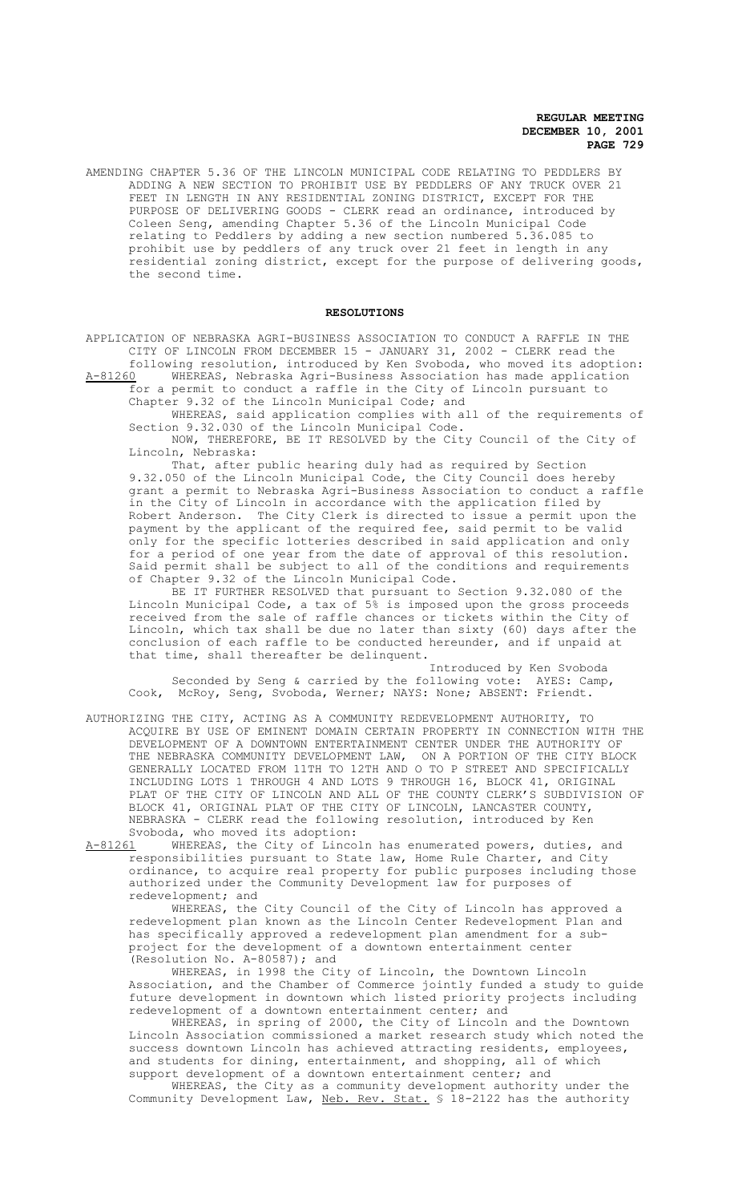AMENDING CHAPTER 5.36 OF THE LINCOLN MUNICIPAL CODE RELATING TO PEDDLERS BY ADDING A NEW SECTION TO PROHIBIT USE BY PEDDLERS OF ANY TRUCK OVER 21 FEET IN LENGTH IN ANY RESIDENTIAL ZONING DISTRICT, EXCEPT FOR THE PURPOSE OF DELIVERING GOODS - CLERK read an ordinance, introduced by Coleen Seng, amending Chapter 5.36 of the Lincoln Municipal Code relating to Peddlers by adding a new section numbered 5.36.085 to prohibit use by peddlers of any truck over 21 feet in length in any residential zoning district, except for the purpose of delivering goods, the second time.

## RESOLUTIONS

APPLICATION OF NEBRASKA AGRI-BUSINESS ASSOCIATION TO CONDUCT A RAFFLE IN THE CITY OF LINCOLN FROM DECEMBER 15 - JANUARY 31, 2002 - CLERK read the following resolution, introduced by Ken Svoboda, who moved its adoption:

A-81260 WHEREAS, Nebraska Agri-Business Association has made application for a permit to conduct a raffle in the City of Lincoln pursuant to Chapter 9.32 of the Lincoln Municipal Code; and

WHEREAS, said application complies with all of the requirements of Section 9.32.030 of the Lincoln Municipal Code.

NOW, THEREFORE, BE IT RESOLVED by the City Council of the City of Lincoln, Nebraska:

That, after public hearing duly had as required by Section 9.32.050 of the Lincoln Municipal Code, the City Council does hereby grant a permit to Nebraska Agri-Business Association to conduct a raffle in the City of Lincoln in accordance with the application filed by Robert Anderson. The City Clerk is directed to issue a permit upon the payment by the applicant of the required fee, said permit to be valid only for the specific lotteries described in said application and only for a period of one year from the date of approval of this resolution. Said permit shall be subject to all of the conditions and requirements of Chapter 9.32 of the Lincoln Municipal Code.

BE IT FURTHER RESOLVED that pursuant to Section 9.32.080 of the Lincoln Municipal Code, a tax of 5% is imposed upon the gross proceeds received from the sale of raffle chances or tickets within the City of Lincoln, which tax shall be due no later than sixty (60) days after the conclusion of each raffle to be conducted hereunder, and if unpaid at that time, shall thereafter be delinquent.

Introduced by Ken Svoboda

Seconded by Seng & carried by the following vote: AYES: Camp, Cook, McRoy, Seng, Svoboda, Werner; NAYS: None; ABSENT: Friendt.

AUTHORIZING THE CITY, ACTING AS A COMMUNITY REDEVELOPMENT AUTHORITY, TO ACQUIRE BY USE OF EMINENT DOMAIN CERTAIN PROPERTY IN CONNECTION WITH THE DEVELOPMENT OF A DOWNTOWN ENTERTAINMENT CENTER UNDER THE AUTHORITY OF THE NEBRASKA COMMUNITY DEVELOPMENT LAW, ON A PORTION OF THE CITY BLOCK GENERALLY LOCATED FROM 11TH TO 12TH AND O TO P STREET AND SPECIFICALLY INCLUDING LOTS 1 THROUGH 4 AND LOTS 9 THROUGH 16, BLOCK 41, ORIGINAL PLAT OF THE CITY OF LINCOLN AND ALL OF THE COUNTY CLERK'S SUBDIVISION OF BLOCK 41, ORIGINAL PLAT OF THE CITY OF LINCOLN, LANCASTER COUNTY, NEBRASKA - CLERK read the following resolution, introduced by Ken Svoboda, who moved its adoption:

A-81261 WHEREAS, the City of Lincoln has enumerated powers, duties, and responsibilities pursuant to State law, Home Rule Charter, and City ordinance, to acquire real property for public purposes including those authorized under the Community Development law for purposes of redevelopment; and

WHEREAS, the City Council of the City of Lincoln has approved a redevelopment plan known as the Lincoln Center Redevelopment Plan and has specifically approved a redevelopment plan amendment for a sub-project for the development of a downtown entertainment center (Resolution No. A-80587); and

WHEREAS, in 1998 the City of Lincoln, the Downtown Lincoln Association, and the Chamber of Commerce jointly funded a study to guide future development in downtown which listed priority projects including redevelopment of a downtown entertainment center; and

WHEREAS, in spring of 2000, the City of Lincoln and the Downtown Lincoln Association commissioned a market research study which noted the success downtown Lincoln has achieved attracting residents, employees, and students for dining, entertainment, and shopping, all of which support development of a downtown entertainment center; and

WHEREAS, the City as a community development authority under the Community Development Law, Neb. Rev. Stat. § 18-2122 has the authority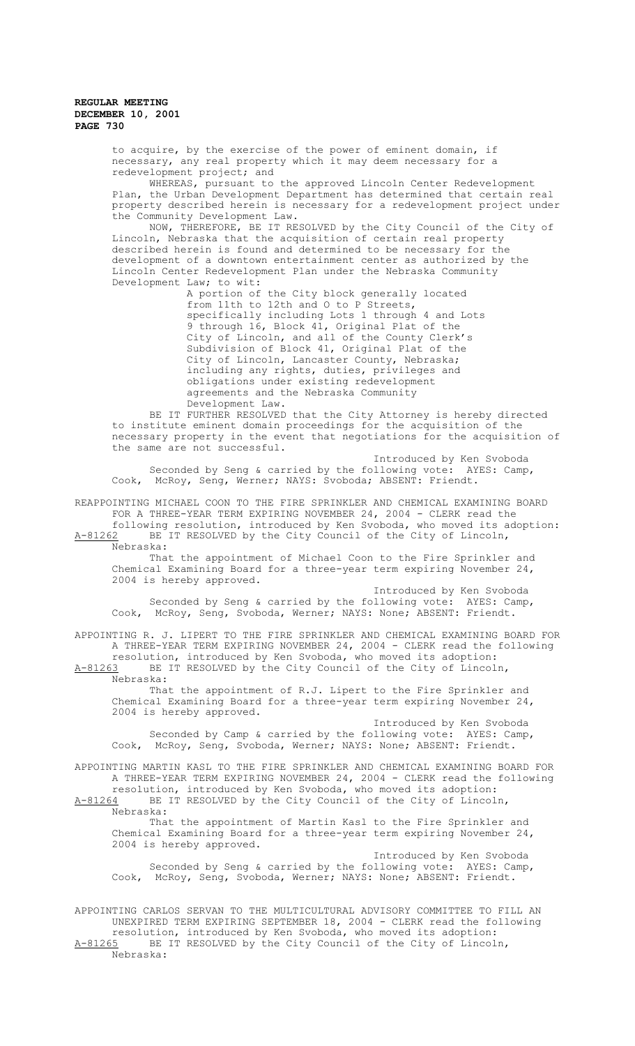to acquire, by the exercise of the power of eminent domain, if necessary, any real property which it may deem necessary for a redevelopment project; and

WHEREAS, pursuant to the approved Lincoln Center Redevelopment Plan, the Urban Development Department has determined that certain real property described herein is necessary for a redevelopment project under the Community Development Law.

NOW, THEREFORE, BE IT RESOLVED by the City Council of the City of Lincoln, Nebraska that the acquisition of certain real property described herein is found and determined to be necessary for the development of a downtown entertainment center as authorized by the Lincoln Center Redevelopment Plan under the Nebraska Community Development Law; to wit:

> A portion of the City block generally located from 11th to 12th and O to P Streets, specifically including Lots 1 through 4 and Lots 9 through 16, Block 41, Original Plat of the City of Lincoln, and all of the County Clerk's Subdivision of Block 41, Original Plat of the City of Lincoln, Lancaster County, Nebraska; including any rights, duties, privileges and obligations under existing redevelopment agreements and the Nebraska Community Development Law.

BE IT FURTHER RESOLVED that the City Attorney is hereby directed to institute eminent domain proceedings for the acquisition of the necessary property in the event that negotiations for the acquisition of the same are not successful.

Introduced by Ken Svoboda

Seconded by Seng & carried by the following vote: AYES: Camp, Cook, McRoy, Seng, Werner; NAYS: Svoboda; ABSENT: Friendt.

REAPPOINTING MICHAEL COON TO THE FIRE SPRINKLER AND CHEMICAL EXAMINING BOARD FOR A THREE-YEAR TERM EXPIRING NOVEMBER 24, 2004 - CLERK read the following resolution, introduced by Ken Svoboda, who moved its adoption:

A-81262 BE IT RESOLVED by the City Council of the City of Lincoln, Nebraska:

That the appointment of Michael Coon to the Fire Sprinkler and Chemical Examining Board for a three-year term expiring November 24, 2004 is hereby approved.

Introduced by Ken Svoboda

Seconded by Seng & carried by the following vote: AYES: Camp, Cook, McRoy, Seng, Svoboda, Werner; NAYS: None; ABSENT: Friendt.

APPOINTING R. J. LIPERT TO THE FIRE SPRINKLER AND CHEMICAL EXAMINING BOARD FOR A THREE-YEAR TERM EXPIRING NOVEMBER 24, 2004 - CLERK read the following resolution, introduced by Ken Svoboda, who moved its adoption:

A-81263 BE IT RESOLVED by the City Council of the City of Lincoln, Nebraska:

That the appointment of R.J. Lipert to the Fire Sprinkler and Chemical Examining Board for a three-year term expiring November 24, 2004 is hereby approved.

Introduced by Ken Svoboda

Seconded by Camp & carried by the following vote: AYES: Camp, Cook, McRoy, Seng, Svoboda, Werner; NAYS: None; ABSENT: Friendt.

APPOINTING MARTIN KASL TO THE FIRE SPRINKLER AND CHEMICAL EXAMINING BOARD FOR A THREE-YEAR TERM EXPIRING NOVEMBER 24, 2004 - CLERK read the following resolution, introduced by Ken Svoboda, who moved its adoption:

A-81264 BE IT RESOLVED by the City Council of the City of Lincoln, Nebraska:

That the appointment of Martin Kasl to the Fire Sprinkler and Chemical Examining Board for a three-year term expiring November 24, 2004 is hereby approved.

Introduced by Ken Svoboda

Seconded by Seng & carried by the following vote: AYES: Camp, Cook, McRoy, Seng, Svoboda, Werner; NAYS: None; ABSENT: Friendt.

APPOINTING CARLOS SERVAN TO THE MULTICULTURAL ADVISORY COMMITTEE TO FILL AN UNEXPIRED TERM EXPIRING SEPTEMBER 18, 2004 - CLERK read the following resolution, introduced by Ken Svoboda, who moved its adoption:

A-81265 BE IT RESOLVED by the City Council of the City of Lincoln, Nebraska: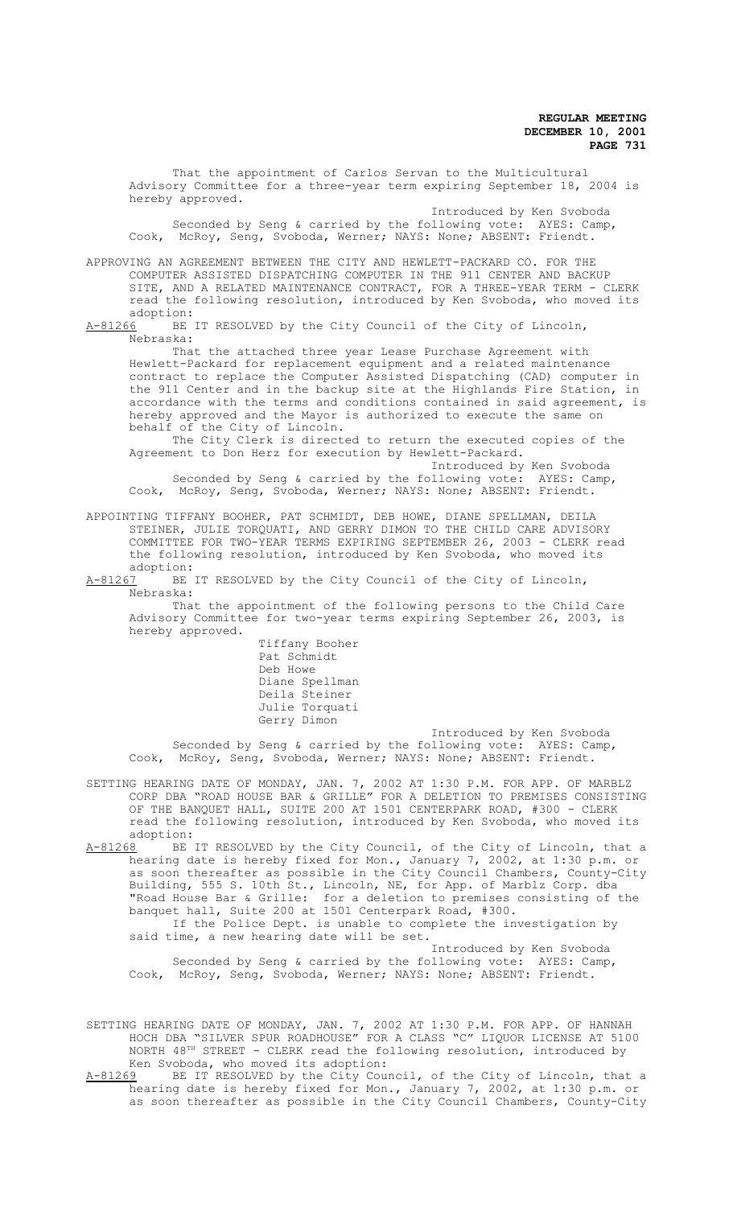That the appointment of Carlos Servan to the Multicultural Advisory Committee for a three-year term expiring September 18, 2004 is hereby approved.

Introduced by Ken Svoboda

Seconded by Seng & carried by the following vote: AYES: Camp, Cook, McRoy, Seng, Svoboda, Werner; NAYS: None; ABSENT: Friendt.

APPROVING AN AGREEMENT BETWEEN THE CITY AND HEWLETT-PACKARD CO. FOR THE COMPUTER ASSISTED DISPATCHING COMPUTER IN THE 911 CENTER AND BACKUP SITE, AND A RELATED MAINTENANCE CONTRACT, FOR A THREE-YEAR TERM - CLERK read the following resolution, introduced by Ken Svoboda, who moved its adoption:

A-81266 BE IT RESOLVED by the City Council of the City of Lincoln, Nebraska:

That the attached three year Lease Purchase Agreement with Hewlett-Packard for replacement equipment and a related maintenance contract to replace the Computer Assisted Dispatching (CAD) computer in the 911 Center and in the backup site at the Highlands Fire Station, in accordance with the terms and conditions contained in said agreement, is hereby approved and the Mayor is authorized to execute the same on behalf of the City of Lincoln.

The City Clerk is directed to return the executed copies of the Agreement to Don Herz for execution by Hewlett-Packard.

Introduced by Ken Svoboda

Seconded by Seng & carried by the following vote: AYES: Camp, Cook, McRoy, Seng, Svoboda, Werner; NAYS: None; ABSENT: Friendt.

APPOINTING TIFFANY BOOHER, PAT SCHMIDT, DEB HOWE, DIANE SPELLMAN, DEILA STEINER, JULIE TORQUATI, AND GERRY DIMON TO THE CHILD CARE ADVISORY COMMITTEE FOR TWO-YEAR TERMS EXPIRING SEPTEMBER 26, 2003 - CLERK read the following resolution, introduced by Ken Svoboda, who moved its adoption:

A-81267 BE IT RESOLVED by the City Council of the City of Lincoln, Nebraska:

That the appointment of the following persons to the Child Care Advisory Committee for two-year terms expiring September 26, 2003, is hereby approved.

Tiffany Booher
Pat Schmidt
Deb Howe
Diane Spellman
Deila Steiner
Julie Torquati
Gerry Dimon

Introduced by Ken Svoboda

Seconded by Seng & carried by the following vote: AYES: Camp, Cook, McRoy, Seng, Svoboda, Werner; NAYS: None; ABSENT: Friendt.

SETTING HEARING DATE OF MONDAY, JAN. 7, 2002 AT 1:30 P.M. FOR APP. OF MARBLZ CORP DBA "ROAD HOUSE BAR & GRILLE" FOR A DELETION TO PREMISES CONSISTING OF THE BANQUET HALL, SUITE 200 AT 1501 CENTERPARK ROAD, #300 - CLERK read the following resolution, introduced by Ken Svoboda, who moved its adoption:

A-81268 BE IT RESOLVED by the City Council, of the City of Lincoln, that a hearing date is hereby fixed for Mon., January 7, 2002, at 1:30 p.m. or as soon thereafter as possible in the City Council Chambers, County-City Building, 555 S. 10th St., Lincoln, NE, for App. of Marblz Corp. dba "Road House Bar & Grille: for a deletion to premises consisting of the banquet hall, Suite 200 at 1501 Centerpark Road, #300.

If the Police Dept. is unable to complete the investigation by said time, a new hearing date will be set.

Introduced by Ken Svoboda

Seconded by Seng & carried by the following vote: AYES: Camp, Cook, McRoy, Seng, Svoboda, Werner; NAYS: None; ABSENT: Friendt.

SETTING HEARING DATE OF MONDAY, JAN. 7, 2002 AT 1:30 P.M. FOR APP. OF HANNAH HOCH DBA "SILVER SPUR ROADHOUSE" FOR A CLASS "C" LIQUOR LICENSE AT 5100 NORTH 48TH STREET - CLERK read the following resolution, introduced by Ken Svoboda, who moved its adoption:

A-81269 BE IT RESOLVED by the City Council, of the City of Lincoln, that a hearing date is hereby fixed for Mon., January 7, 2002, at 1:30 p.m. or as soon thereafter as possible in the City Council Chambers, County-City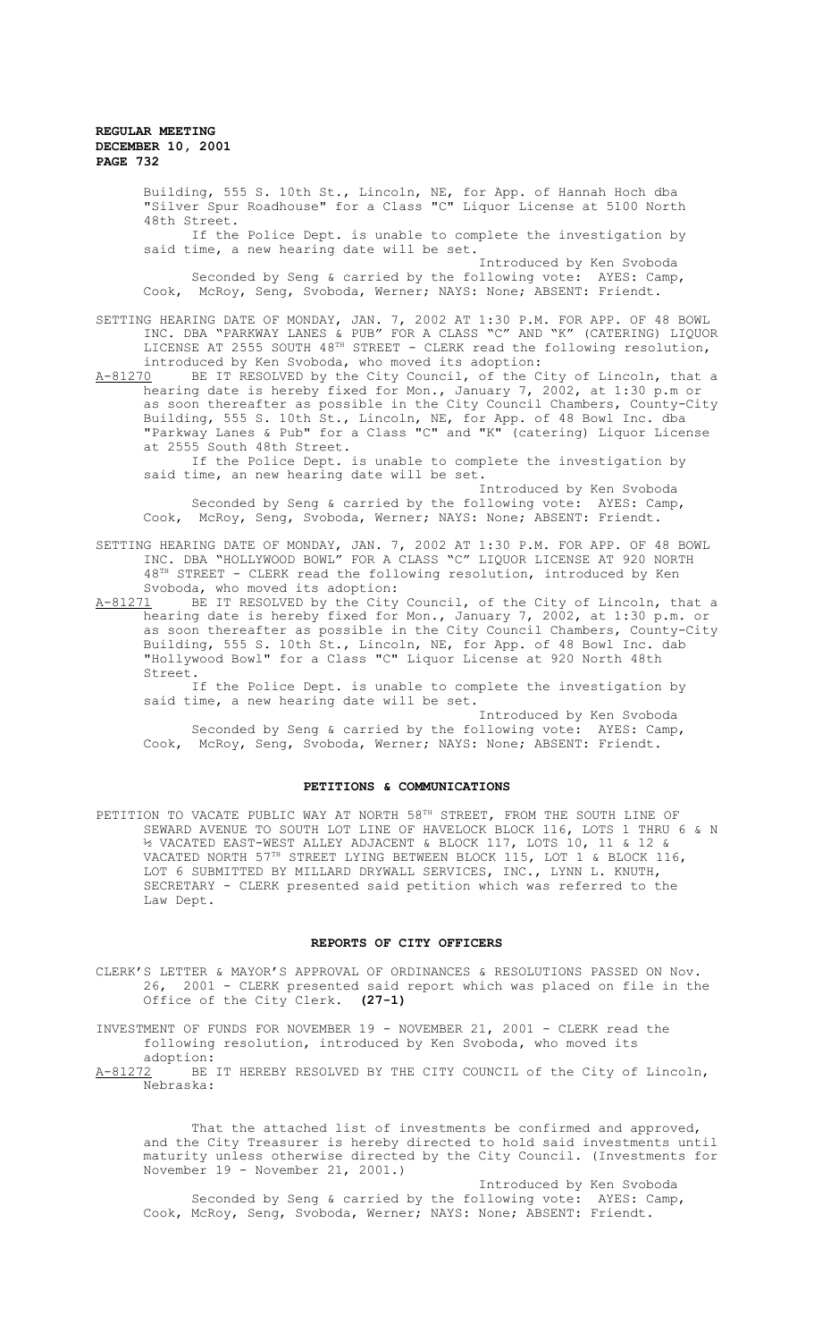Building, 555 S. 10th St., Lincoln, NE, for App. of Hannah Hoch dba "Silver Spur Roadhouse" for a Class "C" Liquor License at 5100 North 48th Street.

If the Police Dept. is unable to complete the investigation by said time, a new hearing date will be set.

Introduced by Ken Svoboda

Seconded by Seng & carried by the following vote: AYES: Camp, Cook, McRoy, Seng, Svoboda, Werner; NAYS: None; ABSENT: Friendt.

SETTING HEARING DATE OF MONDAY, JAN. 7, 2002 AT 1:30 P.M. FOR APP. OF 48 BOWL INC. DBA "PARKWAY LANES & PUB" FOR A CLASS "C" AND "K" (CATERING) LIQUOR LICENSE AT 2555 SOUTH 48TH STREET - CLERK read the following resolution, introduced by Ken Svoboda, who moved its adoption:

A-81270 BE IT RESOLVED by the City Council, of the City of Lincoln, that a hearing date is hereby fixed for Mon., January 7, 2002, at 1:30 p.m or as soon thereafter as possible in the City Council Chambers, County-City Building, 555 S. 10th St., Lincoln, NE, for App. of 48 Bowl Inc. dba "Parkway Lanes & Pub" for a Class "C" and "K" (catering) Liquor License at 2555 South 48th Street.

If the Police Dept. is unable to complete the investigation by said time, an new hearing date will be set.

Introduced by Ken Svoboda

Seconded by Seng & carried by the following vote: AYES: Camp, Cook, McRoy, Seng, Svoboda, Werner; NAYS: None; ABSENT: Friendt.

SETTING HEARING DATE OF MONDAY, JAN. 7, 2002 AT 1:30 P.M. FOR APP. OF 48 BOWL INC. DBA "HOLLYWOOD BOWL" FOR A CLASS "C" LIQUOR LICENSE AT 920 NORTH 48TH STREET - CLERK read the following resolution, introduced by Ken Svoboda, who moved its adoption:

A-81271 BE IT RESOLVED by the City Council, of the City of Lincoln, that a hearing date is hereby fixed for Mon., January 7, 2002, at 1:30 p.m. or as soon thereafter as possible in the City Council Chambers, County-City Building, 555 S. 10th St., Lincoln, NE, for App. of 48 Bowl Inc. dab "Hollywood Bowl" for a Class "C" Liquor License at 920 North 48th Street.

If the Police Dept. is unable to complete the investigation by said time, a new hearing date will be set.

Introduced by Ken Svoboda

Seconded by Seng & carried by the following vote: AYES: Camp, Cook, McRoy, Seng, Svoboda, Werner; NAYS: None; ABSENT: Friendt.

## PETITIONS & COMMUNICATIONS

PETITION TO VACATE PUBLIC WAY AT NORTH 58TH STREET, FROM THE SOUTH LINE OF SEWARD AVENUE TO SOUTH LOT LINE OF HAVELOCK BLOCK 116, LOTS 1 THRU 6 & N ½ VACATED EAST-WEST ALLEY ADJACENT & BLOCK 117, LOTS 10, 11 & 12 & VACATED NORTH 57TH STREET LYING BETWEEN BLOCK 115, LOT 1 & BLOCK 116, LOT 6 SUBMITTED BY MILLARD DRYWALL SERVICES, INC., LYNN L. KNUTH, SECRETARY - CLERK presented said petition which was referred to the Law Dept.

## REPORTS OF CITY OFFICERS

CLERK'S LETTER & MAYOR'S APPROVAL OF ORDINANCES & RESOLUTIONS PASSED ON Nov. 26, 2001 - CLERK presented said report which was placed on file in the Office of the City Clerk. **(27-1)**

INVESTMENT OF FUNDS FOR NOVEMBER 19 - NOVEMBER 21, 2001 - CLERK read the following resolution, introduced by Ken Svoboda, who moved its adoption:

A-81272 BE IT HEREBY RESOLVED BY THE CITY COUNCIL of the City of Lincoln, Nebraska:

That the attached list of investments be confirmed and approved, and the City Treasurer is hereby directed to hold said investments until maturity unless otherwise directed by the City Council. (Investments for November 19 - November 21, 2001.)

Introduced by Ken Svoboda

Seconded by Seng & carried by the following vote: AYES: Camp, Cook, McRoy, Seng, Svoboda, Werner; NAYS: None; ABSENT: Friendt.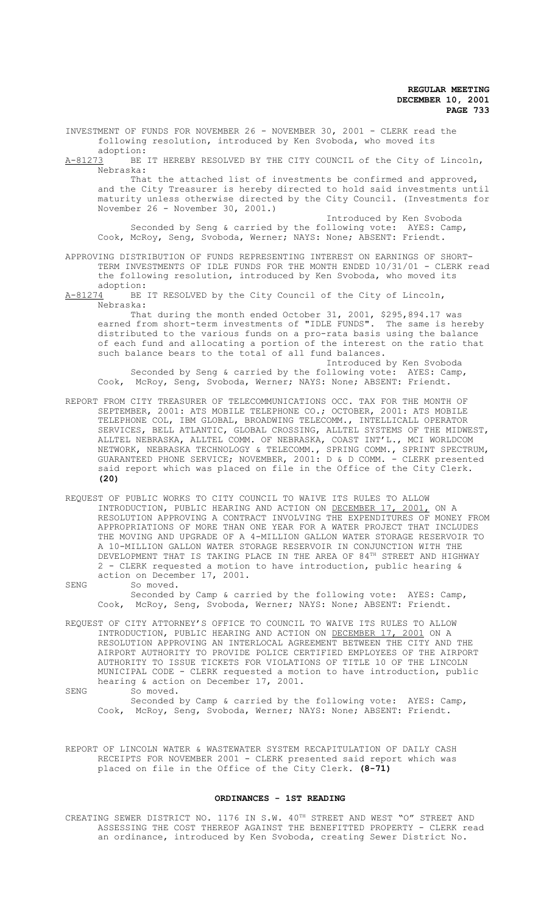INVESTMENT OF FUNDS FOR NOVEMBER 26 - NOVEMBER 30, 2001 - CLERK read the following resolution, introduced by Ken Svoboda, who moved its adoption:

A-81273 BE IT HEREBY RESOLVED BY THE CITY COUNCIL of the City of Lincoln, Nebraska:

That the attached list of investments be confirmed and approved, and the City Treasurer is hereby directed to hold said investments until maturity unless otherwise directed by the City Council. (Investments for November 26 - November 30, 2001.)

Introduced by Ken Svoboda

Seconded by Seng & carried by the following vote: AYES: Camp, Cook, McRoy, Seng, Svoboda, Werner; NAYS: None; ABSENT: Friendt.

APPROVING DISTRIBUTION OF FUNDS REPRESENTING INTEREST ON EARNINGS OF SHORT-TERM INVESTMENTS OF IDLE FUNDS FOR THE MONTH ENDED 10/31/01 - CLERK read the following resolution, introduced by Ken Svoboda, who moved its adoption:

A-81274 BE IT RESOLVED by the City Council of the City of Lincoln, Nebraska:

That during the month ended October 31, 2001, $295,894.17 was earned from short-term investments of "IDLE FUNDS". The same is hereby distributed to the various funds on a pro-rata basis using the balance of each fund and allocating a portion of the interest on the ratio that such balance bears to the total of all fund balances.

Introduced by Ken Svoboda

Seconded by Seng & carried by the following vote: AYES: Camp, Cook, McRoy, Seng, Svoboda, Werner; NAYS: None; ABSENT: Friendt.

REPORT FROM CITY TREASURER OF TELECOMMUNICATIONS OCC. TAX FOR THE MONTH OF SEPTEMBER, 2001: ATS MOBILE TELEPHONE CO.; OCTOBER, 2001: ATS MOBILE TELEPHONE COL, IBM GLOBAL, BROADWING TELECOMM., INTELLICALL OPERATOR SERVICES, BELL ATLANTIC, GLOBAL CROSSING, ALLTEL SYSTEMS OF THE MIDWEST, ALLTEL NEBRASKA, ALLTEL COMM. OF NEBRASKA, COAST INT'L., MCI WORLDCOM NETWORK, NEBRASKA TECHNOLOGY & TELECOMM., SPRING COMM., SPRINT SPECTRUM, GUARANTEED PHONE SERVICE; NOVEMBER, 2001: D & D COMM. - CLERK presented said report which was placed on file in the Office of the City Clerk. **(20)**

REQUEST OF PUBLIC WORKS TO CITY COUNCIL TO WAIVE ITS RULES TO ALLOW INTRODUCTION, PUBLIC HEARING AND ACTION ON DECEMBER 17, 2001, ON A RESOLUTION APPROVING A CONTRACT INVOLVING THE EXPENDITURES OF MONEY FROM APPROPRIATIONS OF MORE THAN ONE YEAR FOR A WATER PROJECT THAT INCLUDES THE MOVING AND UPGRADE OF A 4-MILLION GALLON WATER STORAGE RESERVOIR TO A 10-MILLION GALLON WATER STORAGE RESERVOIR IN CONJUNCTION WITH THE DEVELOPMENT THAT IS TAKING PLACE IN THE AREA OF 84TH STREET AND HIGHWAY 2 - CLERK requested a motion to have introduction, public hearing & action on December 17, 2001.

SENG So moved.

Seconded by Camp & carried by the following vote: AYES: Camp, Cook, McRoy, Seng, Svoboda, Werner; NAYS: None; ABSENT: Friendt.

REQUEST OF CITY ATTORNEY'S OFFICE TO COUNCIL TO WAIVE ITS RULES TO ALLOW INTRODUCTION, PUBLIC HEARING AND ACTION ON DECEMBER 17, 2001 ON A RESOLUTION APPROVING AN INTERLOCAL AGREEMENT BETWEEN THE CITY AND THE AIRPORT AUTHORITY TO PROVIDE POLICE CERTIFIED EMPLOYEES OF THE AIRPORT AUTHORITY TO ISSUE TICKETS FOR VIOLATIONS OF TITLE 10 OF THE LINCOLN MUNICIPAL CODE - CLERK requested a motion to have introduction, public hearing & action on December 17, 2001.

SENG So moved.

Seconded by Camp & carried by the following vote: AYES: Camp, Cook, McRoy, Seng, Svoboda, Werner; NAYS: None; ABSENT: Friendt.

REPORT OF LINCOLN WATER & WASTEWATER SYSTEM RECAPITULATION OF DAILY CASH RECEIPTS FOR NOVEMBER 2001 - CLERK presented said report which was placed on file in the Office of the City Clerk. **(8-71)**

## ORDINANCES - 1ST READING

CREATING SEWER DISTRICT NO. 1176 IN S.W. 40TH STREET AND WEST "O" STREET AND ASSESSING THE COST THEREOF AGAINST THE BENEFITTED PROPERTY - CLERK read an ordinance, introduced by Ken Svoboda, creating Sewer District No.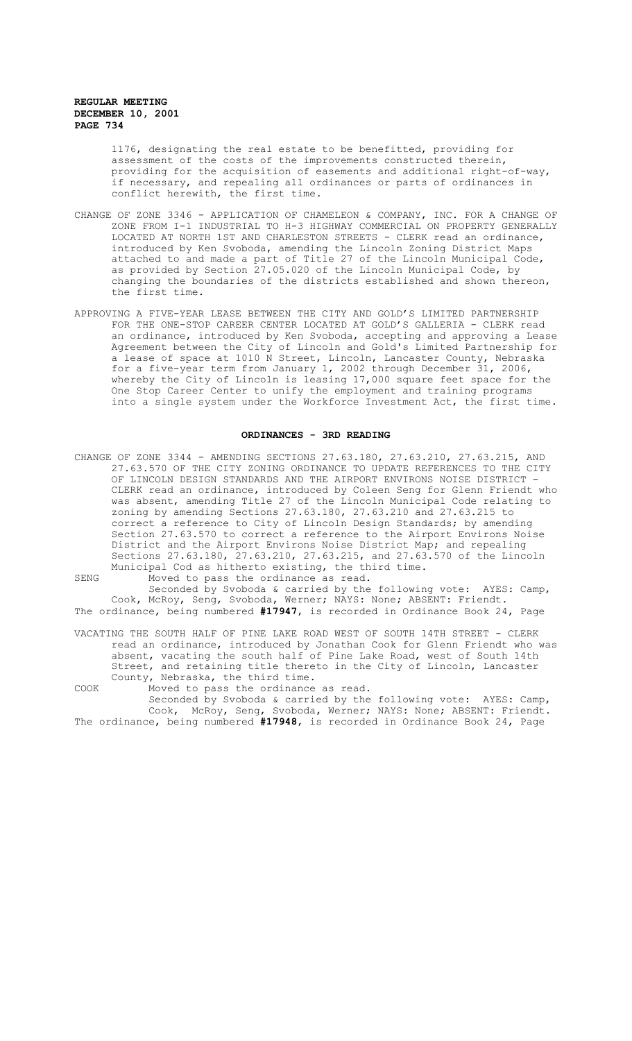1176, designating the real estate to be benefitted, providing for assessment of the costs of the improvements constructed therein, providing for the acquisition of easements and additional right-of-way, if necessary, and repealing all ordinances or parts of ordinances in conflict herewith, the first time.

CHANGE OF ZONE 3346 - APPLICATION OF CHAMELEON & COMPANY, INC. FOR A CHANGE OF ZONE FROM I-1 INDUSTRIAL TO H-3 HIGHWAY COMMERCIAL ON PROPERTY GENERALLY LOCATED AT NORTH 1ST AND CHARLESTON STREETS - CLERK read an ordinance, introduced by Ken Svoboda, amending the Lincoln Zoning District Maps attached to and made a part of Title 27 of the Lincoln Municipal Code, as provided by Section 27.05.020 of the Lincoln Municipal Code, by changing the boundaries of the districts established and shown thereon, the first time.

APPROVING A FIVE-YEAR LEASE BETWEEN THE CITY AND GOLD'S LIMITED PARTNERSHIP FOR THE ONE-STOP CAREER CENTER LOCATED AT GOLD'S GALLERIA - CLERK read an ordinance, introduced by Ken Svoboda, accepting and approving a Lease Agreement between the City of Lincoln and Gold's Limited Partnership for a lease of space at 1010 N Street, Lincoln, Lancaster County, Nebraska for a five-year term from January 1, 2002 through December 31, 2006, whereby the City of Lincoln is leasing 17,000 square feet space for the One Stop Career Center to unify the employment and training programs into a single system under the Workforce Investment Act, the first time.

## ORDINANCES - 3RD READING

CHANGE OF ZONE 3344 - AMENDING SECTIONS 27.63.180, 27.63.210, 27.63.215, AND 27.63.570 OF THE CITY ZONING ORDINANCE TO UPDATE REFERENCES TO THE CITY OF LINCOLN DESIGN STANDARDS AND THE AIRPORT ENVIRONS NOISE DISTRICT - CLERK read an ordinance, introduced by Coleen Seng for Glenn Friendt who was absent, amending Title 27 of the Lincoln Municipal Code relating to zoning by amending Sections 27.63.180, 27.63.210 and 27.63.215 to correct a reference to City of Lincoln Design Standards; by amending Section 27.63.570 to correct a reference to the Airport Environs Noise District and the Airport Environs Noise District Map; and repealing Sections 27.63.180, 27.63.210, 27.63.215, and 27.63.570 of the Lincoln Municipal Cod as hitherto existing, the third time.

SENG Moved to pass the ordinance as read.

Seconded by Svoboda & carried by the following vote: AYES: Camp, Cook, McRoy, Seng, Svoboda, Werner; NAYS: None; ABSENT: Friendt.

The ordinance, being numbered **#17947**, is recorded in Ordinance Book 24, Page

VACATING THE SOUTH HALF OF PINE LAKE ROAD WEST OF SOUTH 14TH STREET - CLERK read an ordinance, introduced by Jonathan Cook for Glenn Friendt who was absent, vacating the south half of Pine Lake Road, west of South 14th Street, and retaining title thereto in the City of Lincoln, Lancaster County, Nebraska, the third time.

COOK Moved to pass the ordinance as read.

Seconded by Svoboda & carried by the following vote: AYES: Camp, Cook, McRoy, Seng, Svoboda, Werner; NAYS: None; ABSENT: Friendt.

The ordinance, being numbered **#17948**, is recorded in Ordinance Book 24, Page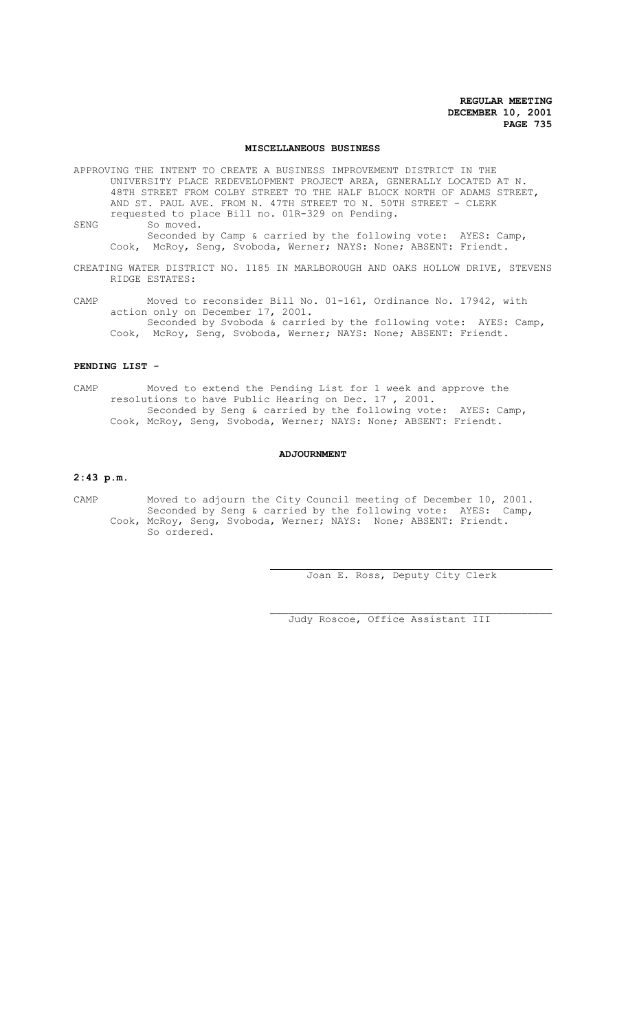## MISCELLANEOUS BUSINESS

APPROVING THE INTENT TO CREATE A BUSINESS IMPROVEMENT DISTRICT IN THE UNIVERSITY PLACE REDEVELOPMENT PROJECT AREA, GENERALLY LOCATED AT N. 48TH STREET FROM COLBY STREET TO THE HALF BLOCK NORTH OF ADAMS STREET, AND ST. PAUL AVE. FROM N. 47TH STREET TO N. 50TH STREET - CLERK requested to place Bill no. 01R-329 on Pending.

SENG So moved.
Seconded by Camp & carried by the following vote: AYES: Camp, Cook, McRoy, Seng, Svoboda, Werner; NAYS: None; ABSENT: Friendt.

CREATING WATER DISTRICT NO. 1185 IN MARLBOROUGH AND OAKS HOLLOW DRIVE, STEVENS RIDGE ESTATES:

CAMP Moved to reconsider Bill No. 01-161, Ordinance No. 17942, with action only on December 17, 2001.
Seconded by Svoboda & carried by the following vote: AYES: Camp, Cook, McRoy, Seng, Svoboda, Werner; NAYS: None; ABSENT: Friendt.

## PENDING LIST -

CAMP Moved to extend the Pending List for 1 week and approve the resolutions to have Public Hearing on Dec. 17 , 2001.
Seconded by Seng & carried by the following vote: AYES: Camp, Cook, McRoy, Seng, Svoboda, Werner; NAYS: None; ABSENT: Friendt.

## ADJOURNMENT

**2:43 p.m.**

CAMP Moved to adjourn the City Council meeting of December 10, 2001.
Seconded by Seng & carried by the following vote: AYES: Camp, Cook, McRoy, Seng, Svoboda, Werner; NAYS: None; ABSENT: Friendt.
So ordered.

Joan E. Ross, Deputy City Clerk

Judy Roscoe, Office Assistant III